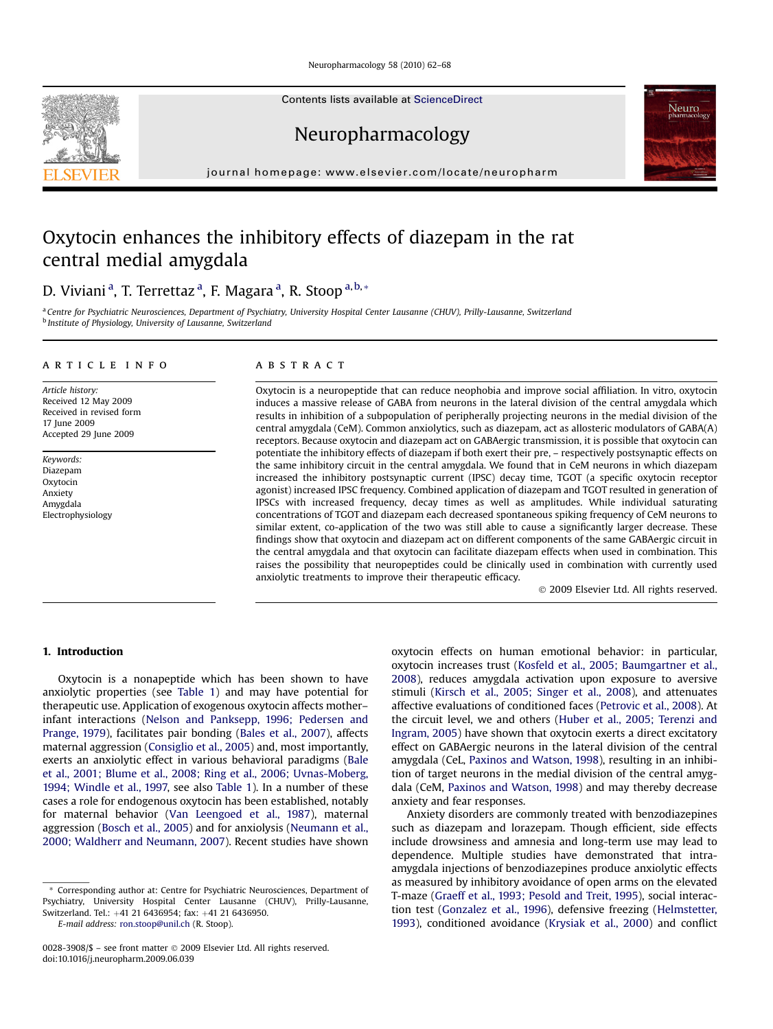# Oxytocin enhances the inhibitory effects of diazepam in the rat central medial amygdala

D. Viviani [a], T. Terrettaz [a], F. Magara [a], R. Stoop [a,b,*]

[a] Centre for Psychiatric Neurosciences, Department of Psychiatry, University Hospital Center Lausanne (CHUV), Prilly-Lausanne, Switzerland
[b] Institute of Physiology, University of Lausanne, Switzerland

## ARTICLE INFO

*Article history:*
Received 12 May 2009
Received in revised form
17 June 2009
Accepted 29 June 2009

*Keywords:*
Diazepam
Oxytocin
Anxiety
Amygdala
Electrophysiology

## ABSTRACT

Oxytocin is a neuropeptide that can reduce neophobia and improve social affiliation. In vitro, oxytocin induces a massive release of GABA from neurons in the lateral division of the central amygdala which results in inhibition of a subpopulation of peripherally projecting neurons in the medial division of the central amygdala (CeM). Common anxiolytics, such as diazepam, act as allosteric modulators of GABA(A) receptors. Because oxytocin and diazepam act on GABAergic transmission, it is possible that oxytocin can potentiate the inhibitory effects of diazepam if both exert their pre, – respectively postsynaptic effects on the same inhibitory circuit in the central amygdala. We found that in CeM neurons in which diazepam increased the inhibitory postsynaptic current (IPSC) decay time, TGOT (a specific oxytocin receptor agonist) increased IPSC frequency. Combined application of diazepam and TGOT resulted in generation of IPSCs with increased frequency, decay times as well as amplitudes. While individual saturating concentrations of TGOT and diazepam each decreased spontaneous spiking frequency of CeM neurons to similar extent, co-application of the two was still able to cause a significantly larger decrease. These findings show that oxytocin and diazepam act on different components of the same GABAergic circuit in the central amygdala and that oxytocin can facilitate diazepam effects when used in combination. This raises the possibility that neuropeptides could be clinically used in combination with currently used anxiolytic treatments to improve their therapeutic efficacy.

© 2009 Elsevier Ltd. All rights reserved.

## 1. Introduction

Oxytocin is a nonapeptide which has been shown to have anxiolytic properties (see Table 1) and may have potential for therapeutic use. Application of exogenous oxytocin affects mother–infant interactions (Nelson and Panksepp, 1996; Pedersen and Prange, 1979), facilitates pair bonding (Bales et al., 2007), affects maternal aggression (Consiglio et al., 2005) and, most importantly, exerts an anxiolytic effect in various behavioral paradigms (Bale et al., 2001; Blume et al., 2008; Ring et al., 2006; Uvnas-Moberg, 1994; Windle et al., 1997, see also Table 1). In a number of these cases a role for endogenous oxytocin has been established, notably for maternal behavior (Van Leengoed et al., 1987), maternal aggression (Bosch et al., 2005) and for anxiolysis (Neumann et al., 2000; Waldherr and Neumann, 2007). Recent studies have shown oxytocin effects on human emotional behavior: in particular, oxytocin increases trust (Kosfeld et al., 2005; Baumgartner et al., 2008), reduces amygdala activation upon exposure to aversive stimuli (Kirsch et al., 2005; Singer et al., 2008), and attenuates affective evaluations of conditioned faces (Petrovic et al., 2008). At the circuit level, we and others (Huber et al., 2005; Terenzi and Ingram, 2005) have shown that oxytocin exerts a direct excitatory effect on GABAergic neurons in the lateral division of the central amygdala (CeL, Paxinos and Watson, 1998), resulting in an inhibition of target neurons in the medial division of the central amygdala (CeM, Paxinos and Watson, 1998) and may thereby decrease anxiety and fear responses.

Anxiety disorders are commonly treated with benzodiazepines such as diazepam and lorazepam. Though efficient, side effects include drowsiness and amnesia and long-term use may lead to dependence. Multiple studies have demonstrated that intra-amygdala injections of benzodiazepines produce anxiolytic effects as measured by inhibitory avoidance of open arms on the elevated T-maze (Graeff et al., 1993; Pesold and Treit, 1995), social interaction test (Gonzalez et al., 1996), defensive freezing (Helmstetter, 1993), conditioned avoidance (Krysiak et al., 2000) and conflict

* Corresponding author at: Centre for Psychiatric Neurosciences, Department of Psychiatry, University Hospital Center Lausanne (CHUV), Prilly-Lausanne, Switzerland. Tel.: +41 21 6436954; fax: +41 21 6436950.
E-mail address: ron.stoop@unil.ch (R. Stoop).

0028-3908/$ – see front matter © 2009 Elsevier Ltd. All rights reserved.
doi:10.1016/j.neuropharm.2009.06.039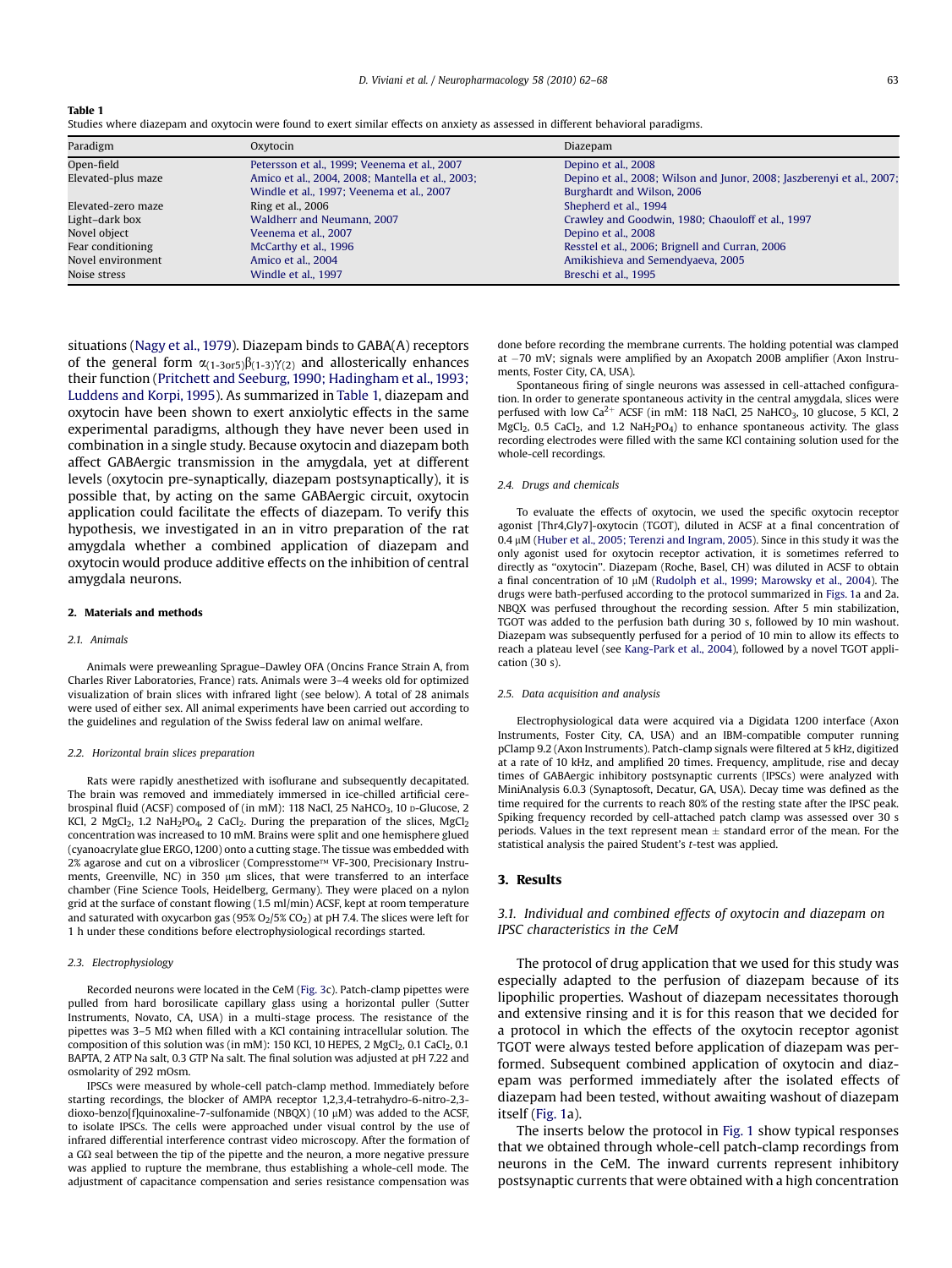**Table 1**
Studies where diazepam and oxytocin were found to exert similar effects on anxiety as assessed in different behavioral paradigms.

| Paradigm | Oxytocin | Diazepam |
|---|---|---|
| Open-field | Petersson et al., 1999; Veenema et al., 2007 | Depino et al., 2008 |
| Elevated-plus maze | Amico et al., 2004, 2008; Mantella et al., 2003; Windle et al., 1997; Veenema et al., 2007 | Depino et al., 2008; Wilson and Junor, 2008; Jaszberenyi et al., 2007; Burghardt and Wilson, 2006 |
| Elevated-zero maze | Ring et al., 2006 | Shepherd et al., 1994 |
| Light–dark box | Waldherr and Neumann, 2007 | Crawley and Goodwin, 1980; Chaouloff et al., 1997 |
| Novel object | Veenema et al., 2007 | Depino et al., 2008 |
| Fear conditioning | McCarthy et al., 1996 | Resstel et al., 2006; Brignell and Curran, 2006 |
| Novel environment | Amico et al., 2004 | Amikishieva and Semendyaeva, 2005 |
| Noise stress | Windle et al., 1997 | Breschi et al., 1995 |

situations (Nagy et al., 1979). Diazepam binds to GABA(A) receptors of the general form $\alpha_{(1\text{-}3\text{ or }5)}\beta_{(1\text{-}3)}\gamma_{(2)}$ and allosterically enhances their function (Pritchett and Seeburg, 1990; Hadingham et al., 1993; Luddens and Korpi, 1995). As summarized in Table 1, diazepam and oxytocin have been shown to exert anxiolytic effects in the same experimental paradigms, although they have never been used in combination in a single study. Because oxytocin and diazepam both affect GABAergic transmission in the amygdala, yet at different levels (oxytocin pre-synaptically, diazepam postsynaptically), it is possible that, by acting on the same GABAergic circuit, oxytocin application could facilitate the effects of diazepam. To verify this hypothesis, we investigated in an in vitro preparation of the rat amygdala whether a combined application of diazepam and oxytocin would produce additive effects on the inhibition of central amygdala neurons.

## 2. Materials and methods

### 2.1. Animals

Animals were preweanling Sprague–Dawley OFA (Oncins France Strain A, from Charles River Laboratories, France) rats. Animals were 3–4 weeks old for optimized visualization of brain slices with infrared light (see below). A total of 28 animals were used of either sex. All animal experiments have been carried out according to the guidelines and regulation of the Swiss federal law on animal welfare.

### 2.2. Horizontal brain slices preparation

Rats were rapidly anesthetized with isoflurane and subsequently decapitated. The brain was removed and immediately immersed in ice-chilled artificial cerebrospinal fluid (ACSF) composed of (in mM): 118 NaCl, 25 $NaHCO_3$, 10 D-Glucose, 2 KCl, 2 $MgCl_2$, 1.2 $NaH_2PO_4$, 2 $CaCl_2$. During the preparation of the slices, $MgCl_2$ concentration was increased to 10 mM. Brains were split and one hemisphere glued (cyanoacrylate glue ERGO, 1200) onto a cutting stage. The tissue was embedded with 2% agarose and cut on a vibroslicer (Compresstome™ VF-300, Precisionary Instruments, Greenville, NC) in 350 μm slices, that were transferred to an interface chamber (Fine Science Tools, Heidelberg, Germany). They were placed on a nylon grid at the surface of constant flowing (1.5 ml/min) ACSF, kept at room temperature and saturated with oxycarbon gas (95% $O_2$/5% $CO_2$) at pH 7.4. The slices were left for 1 h under these conditions before electrophysiological recordings started.

### 2.3. Electrophysiology

Recorded neurons were located in the CeM (Fig. 3c). Patch-clamp pipettes were pulled from hard borosilicate capillary glass using a horizontal puller (Sutter Instruments, Novato, CA, USA) in a multi-stage process. The resistance of the pipettes was 3–5 MΩ when filled with a KCl containing intracellular solution. The composition of this solution was (in mM): 150 KCl, 10 HEPES, 2 $MgCl_2$, 0.1 $CaCl_2$, 0.1 BAPTA, 2 ATP Na salt, 0.3 GTP Na salt. The final solution was adjusted at pH 7.22 and osmolarity of 292 mOsm.

IPSCs were measured by whole-cell patch-clamp method. Immediately before starting recordings, the blocker of AMPA receptor 1,2,3,4-tetrahydro-6-nitro-2,3-dioxo-benzo[f]quinoxaline-7-sulfonamide (NBQX) (10 μM) was added to the ACSF, to isolate IPSCs. The cells were approached under visual control by the use of infrared differential interference contrast video microscopy. After the formation of a GΩ seal between the tip of the pipette and the neuron, a more negative pressure was applied to rupture the membrane, thus establishing a whole-cell mode. The adjustment of capacitance compensation and series resistance compensation was done before recording the membrane currents. The holding potential was clamped at −70 mV; signals were amplified by an Axopatch 200B amplifier (Axon Instruments, Foster City, CA, USA).

Spontaneous firing of single neurons was assessed in cell-attached configuration. In order to generate spontaneous activity in the central amygdala, slices were perfused with low $Ca^{2+}$ ACSF (in mM: 118 NaCl, 25 $NaHCO_3$, 10 glucose, 5 KCl, 2 $MgCl_2$, 0.5 $CaCl_2$, and 1.2 $NaH_2PO_4$) to enhance spontaneous activity. The glass recording electrodes were filled with the same KCl containing solution used for the whole-cell recordings.

### 2.4. Drugs and chemicals

To evaluate the effects of oxytocin, we used the specific oxytocin receptor agonist [Thr4,Gly7]-oxytocin (TGOT), diluted in ACSF at a final concentration of 0.4 μM (Huber et al., 2005; Terenzi and Ingram, 2005). Since in this study it was the only agonist used for oxytocin receptor activation, it is sometimes referred to directly as "oxytocin". Diazepam (Roche, Basel, CH) was diluted in ACSF to obtain a final concentration of 10 μM (Rudolph et al., 1999; Marowsky et al., 2004). The drugs were bath-perfused according to the protocol summarized in Figs. 1a and 2a. NBQX was perfused throughout the recording session. After 5 min stabilization, TGOT was added to the perfusion bath during 30 s, followed by 10 min washout. Diazepam was subsequently perfused for a period of 10 min to allow its effects to reach a plateau level (see Kang-Park et al., 2004), followed by a novel TGOT application (30 s).

### 2.5. Data acquisition and analysis

Electrophysiological data were acquired via a Digidata 1200 interface (Axon Instruments, Foster City, CA, USA) and an IBM-compatible computer running pClamp 9.2 (Axon Instruments). Patch-clamp signals were filtered at 5 kHz, digitized at a rate of 10 kHz, and amplified 20 times. Frequency, amplitude, rise and decay times of GABAergic inhibitory postsynaptic currents (IPSCs) were analyzed with MiniAnalysis 6.0.3 (Synaptosoft, Decatur, GA, USA). Decay time was defined as the time required for the currents to reach 80% of the resting state after the IPSC peak. Spiking frequency recorded by cell-attached patch clamp was assessed over 30 s periods. Values in the text represent mean ± standard error of the mean. For the statistical analysis the paired Student's *t*-test was applied.

## 3. Results

### 3.1. Individual and combined effects of oxytocin and diazepam on IPSC characteristics in the CeM

The protocol of drug application that we used for this study was especially adapted to the perfusion of diazepam because of its lipophilic properties. Washout of diazepam necessitates thorough and extensive rinsing and it is for this reason that we decided for a protocol in which the effects of the oxytocin receptor agonist TGOT were always tested before application of diazepam was performed. Subsequent combined application of oxytocin and diazepam was performed immediately after the isolated effects of diazepam had been tested, without awaiting washout of diazepam itself (Fig. 1a).

The inserts below the protocol in Fig. 1 show typical responses that we obtained through whole-cell patch-clamp recordings from neurons in the CeM. The inward currents represent inhibitory postsynaptic currents that were obtained with a high concentration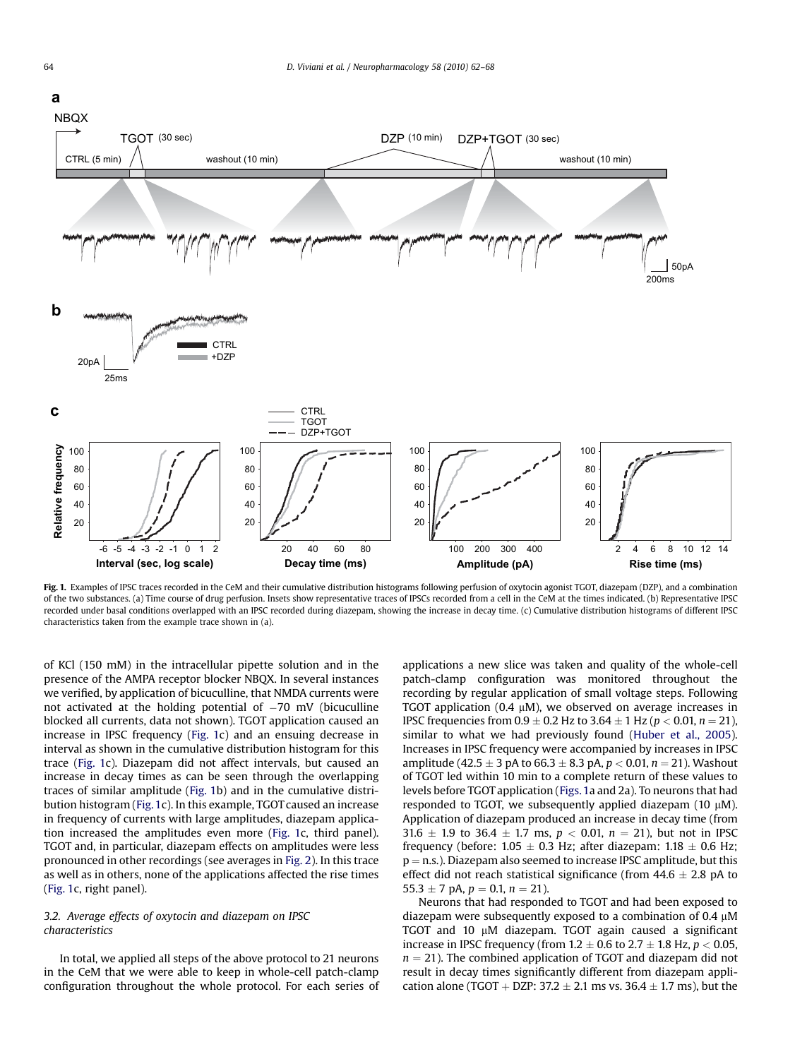**Fig. 1.** Examples of IPSC traces recorded in the CeM and their cumulative distribution histograms following perfusion of oxytocin agonist TGOT, diazepam (DZP), and a combination of the two substances. (a) Time course of drug perfusion. Insets show representative traces of IPSCs recorded from a cell in the CeM at the times indicated. (b) Representative IPSC recorded under basal conditions overlapped with an IPSC recorded during diazepam, showing the increase in decay time. (c) Cumulative distribution histograms of different IPSC characteristics taken from the example trace shown in (a).

of KCl (150 mM) in the intracellular pipette solution and in the presence of the AMPA receptor blocker NBQX. In several instances we verified, by application of bicuculline, that NMDA currents were not activated at the holding potential of −70 mV (bicuculline blocked all currents, data not shown). TGOT application caused an increase in IPSC frequency (Fig. 1c) and an ensuing decrease in interval as shown in the cumulative distribution histogram for this trace (Fig. 1c). Diazepam did not affect intervals, but caused an increase in decay times as can be seen through the overlapping traces of similar amplitude (Fig. 1b) and in the cumulative distribution histogram (Fig. 1c). In this example, TGOT caused an increase in frequency of currents with large amplitudes, diazepam application increased the amplitudes even more (Fig. 1c, third panel). TGOT and, in particular, diazepam effects on amplitudes were less pronounced in other recordings (see averages in Fig. 2). In this trace as well as in others, none of the applications affected the rise times (Fig. 1c, right panel).

### 3.2. Average effects of oxytocin and diazepam on IPSC characteristics

In total, we applied all steps of the above protocol to 21 neurons in the CeM that we were able to keep in whole-cell patch-clamp configuration throughout the whole protocol. For each series of applications a new slice was taken and quality of the whole-cell patch-clamp configuration was monitored throughout the recording by regular application of small voltage steps. Following TGOT application (0.4 μM), we observed on average increases in IPSC frequencies from 0.9 ± 0.2 Hz to 3.64 ± 1 Hz ($p < 0.01$, $n = 21$), similar to what we had previously found (Huber et al., 2005). Increases in IPSC frequency were accompanied by increases in IPSC amplitude (42.5 ± 3 pA to 66.3 ± 8.3 pA, $p < 0.01$, $n = 21$). Washout of TGOT led within 10 min to a complete return of these values to levels before TGOT application (Figs. 1a and 2a). To neurons that had responded to TGOT, we subsequently applied diazepam (10 μM). Application of diazepam produced an increase in decay time (from 31.6 ± 1.9 to 36.4 ± 1.7 ms, $p < 0.01$, $n = 21$), but not in IPSC frequency (before: 1.05 ± 0.3 Hz; after diazepam: 1.18 ± 0.6 Hz; p = n.s.). Diazepam also seemed to increase IPSC amplitude, but this effect did not reach statistical significance (from 44.6 ± 2.8 pA to 55.3 ± 7 pA, $p = 0.1$, $n = 21$).

Neurons that had responded to TGOT and had been exposed to diazepam were subsequently exposed to a combination of 0.4 μM TGOT and 10 μM diazepam. TGOT again caused a significant increase in IPSC frequency (from 1.2 ± 0.6 to 2.7 ± 1.8 Hz, $p < 0.05$, $n = 21$). The combined application of TGOT and diazepam did not result in decay times significantly different from diazepam application alone (TGOT + DZP: 37.2 ± 2.1 ms vs. 36.4 ± 1.7 ms), but the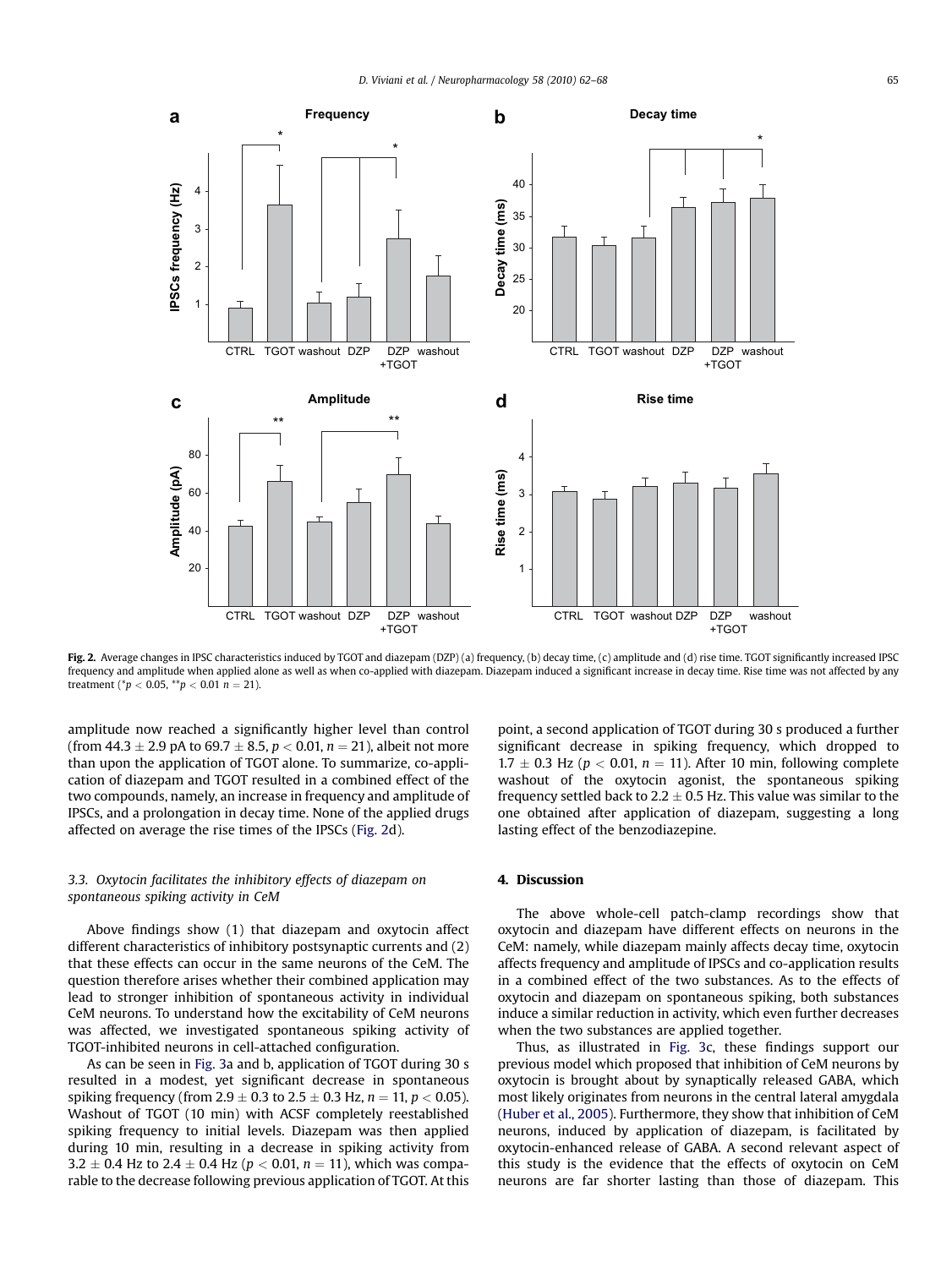Fig. 2. Average changes in IPSC characteristics induced by TGOT and diazepam (DZP) (a) frequency, (b) decay time, (c) amplitude and (d) rise time. TGOT significantly increased IPSC frequency and amplitude when applied alone as well as when co-applied with diazepam. Diazepam induced a significant increase in decay time. Rise time was not affected by any treatment (\*$p < 0.05$, \*\*$p < 0.01$ $n = 21$).

amplitude now reached a significantly higher level than control (from $44.3 \pm 2.9$ pA to $69.7 \pm 8.5$, $p < 0.01$, $n = 21$), albeit not more than upon the application of TGOT alone. To summarize, co-application of diazepam and TGOT resulted in a combined effect of the two compounds, namely, an increase in frequency and amplitude of IPSCs, and a prolongation in decay time. None of the applied drugs affected on average the rise times of the IPSCs (Fig. 2d).

### 3.3. Oxytocin facilitates the inhibitory effects of diazepam on spontaneous spiking activity in CeM

Above findings show (1) that diazepam and oxytocin affect different characteristics of inhibitory postsynaptic currents and (2) that these effects can occur in the same neurons of the CeM. The question therefore arises whether their combined application may lead to stronger inhibition of spontaneous activity in individual CeM neurons. To understand how the excitability of CeM neurons was affected, we investigated spontaneous spiking activity of TGOT-inhibited neurons in cell-attached configuration.

As can be seen in Fig. 3a and b, application of TGOT during 30 s resulted in a modest, yet significant decrease in spontaneous spiking frequency (from $2.9 \pm 0.3$ to $2.5 \pm 0.3$ Hz, $n = 11$, $p < 0.05$). Washout of TGOT (10 min) with ACSF completely reestablished spiking frequency to initial levels. Diazepam was then applied during 10 min, resulting in a decrease in spiking activity from $3.2 \pm 0.4$ Hz to $2.4 \pm 0.4$ Hz ($p < 0.01$, $n = 11$), which was comparable to the decrease following previous application of TGOT. At this point, a second application of TGOT during 30 s produced a further significant decrease in spiking frequency, which dropped to $1.7 \pm 0.3$ Hz ($p < 0.01$, $n = 11$). After 10 min, following complete washout of the oxytocin agonist, the spontaneous spiking frequency settled back to $2.2 \pm 0.5$ Hz. This value was similar to the one obtained after application of diazepam, suggesting a long lasting effect of the benzodiazepine.

## 4. Discussion

The above whole-cell patch-clamp recordings show that oxytocin and diazepam have different effects on neurons in the CeM: namely, while diazepam mainly affects decay time, oxytocin affects frequency and amplitude of IPSCs and co-application results in a combined effect of the two substances. As to the effects of oxytocin and diazepam on spontaneous spiking, both substances induce a similar reduction in activity, which even further decreases when the two substances are applied together.

Thus, as illustrated in Fig. 3c, these findings support our previous model which proposed that inhibition of CeM neurons by oxytocin is brought about by synaptically released GABA, which most likely originates from neurons in the central lateral amygdala (Huber et al., 2005). Furthermore, they show that inhibition of CeM neurons, induced by application of diazepam, is facilitated by oxytocin-enhanced release of GABA. A second relevant aspect of this study is the evidence that the effects of oxytocin on CeM neurons are far shorter lasting than those of diazepam. This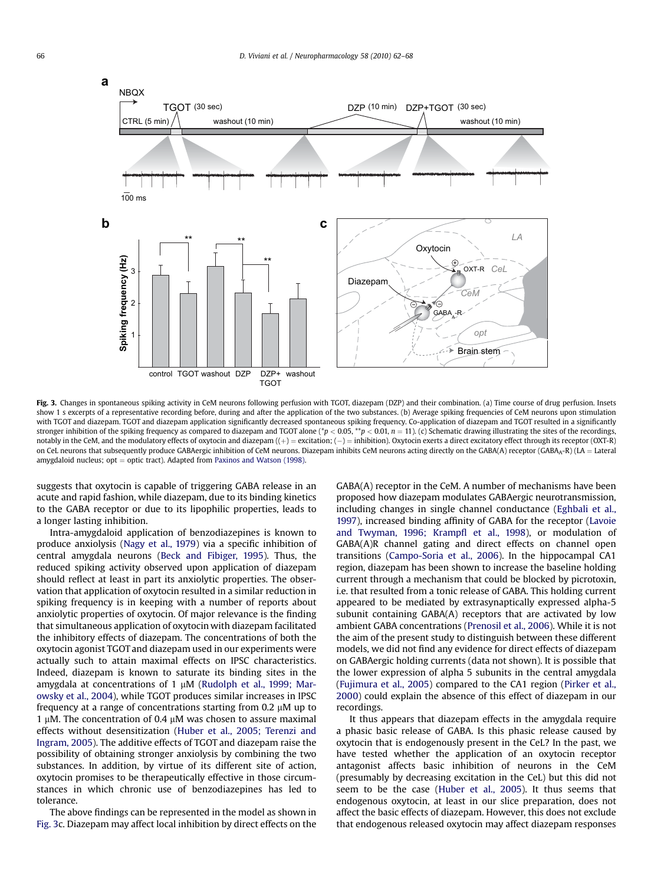**Fig. 3.** Changes in spontaneous spiking activity in CeM neurons following perfusion with TGOT, diazepam (DZP) and their combination. (a) Time course of drug perfusion. Insets show 1 s excerpts of a representative recording before, during and after the application of the two substances. (b) Average spiking frequencies of CeM neurons upon stimulation with TGOT and diazepam. TGOT and diazepam application significantly decreased spontaneous spiking frequency. Co-application of diazepam and TGOT resulted in a significantly stronger inhibition of the spiking frequency as compared to diazepam and TGOT alone (\*$p < 0.05$, \*\*$p < 0.01$, $n = 11$). (c) Schematic drawing illustrating the sites of the recordings, notably in the CeM, and the modulatory effects of oxytocin and diazepam ((+) = excitation; (−) = inhibition). Oxytocin exerts a direct excitatory effect through its receptor (OXT-R) on CeL neurons that subsequently produce GABAergic inhibition of CeM neurons. Diazepam inhibits CeM neurons acting directly on the GABA(A) receptor ($GABA_A$-R) (LA = Lateral amygdaloid nucleus; opt = optic tract). Adapted from Paxinos and Watson (1998).

suggests that oxytocin is capable of triggering GABA release in an acute and rapid fashion, while diazepam, due to its binding kinetics to the GABA receptor or due to its lipophilic properties, leads to a longer lasting inhibition.

Intra-amygdaloid application of benzodiazepines is known to produce anxiolysis (Nagy et al., 1979) via a specific inhibition of central amygdala neurons (Beck and Fibiger, 1995). Thus, the reduced spiking activity observed upon application of diazepam should reflect at least in part its anxiolytic properties. The observation that application of oxytocin resulted in a similar reduction in spiking frequency is in keeping with a number of reports about anxiolytic properties of oxytocin. Of major relevance is the finding that simultaneous application of oxytocin with diazepam facilitated the inhibitory effects of diazepam. The concentrations of both the oxytocin agonist TGOT and diazepam used in our experiments were actually such to attain maximal effects on IPSC characteristics. Indeed, diazepam is known to saturate its binding sites in the amygdala at concentrations of 1 μM (Rudolph et al., 1999; Marowsky et al., 2004), while TGOT produces similar increases in IPSC frequency at a range of concentrations starting from 0.2 μM up to 1 μM. The concentration of 0.4 μM was chosen to assure maximal effects without desensitization (Huber et al., 2005; Terenzi and Ingram, 2005). The additive effects of TGOT and diazepam raise the possibility of obtaining stronger anxiolysis by combining the two substances. In addition, by virtue of its different site of action, oxytocin promises to be therapeutically effective in those circumstances in which chronic use of benzodiazepines has led to tolerance.

The above findings can be represented in the model as shown in Fig. 3c. Diazepam may affect local inhibition by direct effects on the GABA(A) receptor in the CeM. A number of mechanisms have been proposed how diazepam modulates GABAergic neurotransmission, including changes in single channel conductance (Eghbali et al., 1997), increased binding affinity of GABA for the receptor (Lavoie and Twyman, 1996; Krampfl et al., 1998), or modulation of GABA(A)R channel gating and direct effects on channel open transitions (Campo-Soria et al., 2006). In the hippocampal CA1 region, diazepam has been shown to increase the baseline holding current through a mechanism that could be blocked by picrotoxin, i.e. that resulted from a tonic release of GABA. This holding current appeared to be mediated by extrasynaptically expressed alpha-5 subunit containing GABA(A) receptors that are activated by low ambient GABA concentrations (Prenosil et al., 2006). While it is not the aim of the present study to distinguish between these different models, we did not find any evidence for direct effects of diazepam on GABAergic holding currents (data not shown). It is possible that the lower expression of alpha 5 subunits in the central amygdala (Fujimura et al., 2005) compared to the CA1 region (Pirker et al., 2000) could explain the absence of this effect of diazepam in our recordings.

It thus appears that diazepam effects in the amygdala require a phasic basic release of GABA. Is this phasic release caused by oxytocin that is endogenously present in the CeL? In the past, we have tested whether the application of an oxytocin receptor antagonist affects basic inhibition of neurons in the CeM (presumably by decreasing excitation in the CeL) but this did not seem to be the case (Huber et al., 2005). It thus seems that endogenous oxytocin, at least in our slice preparation, does not affect the basic effects of diazepam. However, this does not exclude that endogenous released oxytocin may affect diazepam responses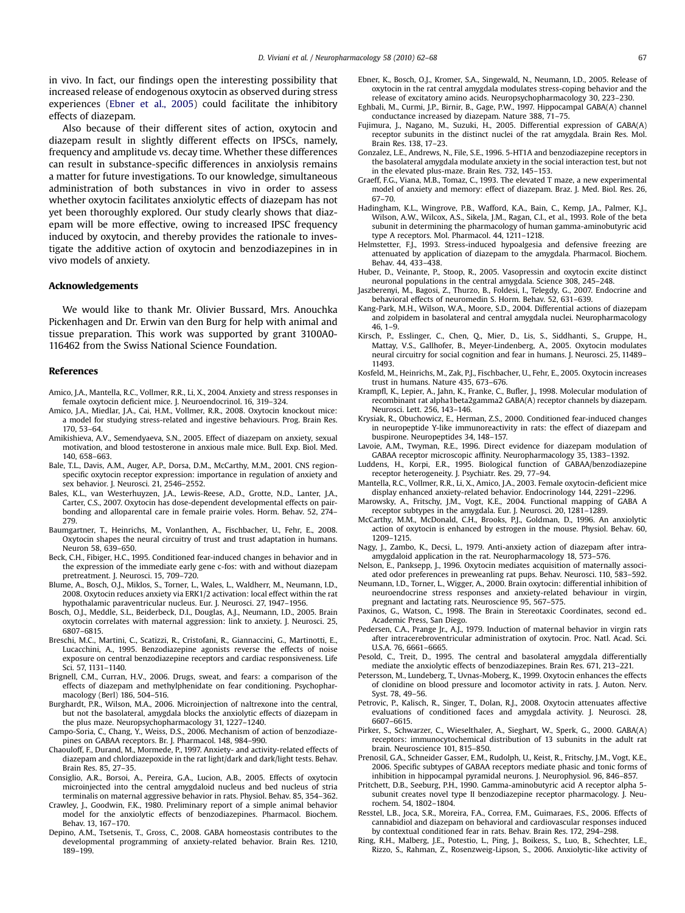in vivo. In fact, our findings open the interesting possibility that increased release of endogenous oxytocin as observed during stress experiences (Ebner et al., 2005) could facilitate the inhibitory effects of diazepam.

Also because of their different sites of action, oxytocin and diazepam result in slightly different effects on IPSCs, namely, frequency and amplitude vs. decay time. Whether these differences can result in substance-specific differences in anxiolysis remains a matter for future investigations. To our knowledge, simultaneous administration of both substances in vivo in order to assess whether oxytocin facilitates anxiolytic effects of diazepam has not yet been thoroughly explored. Our study clearly shows that diazepam will be more effective, owing to increased IPSC frequency induced by oxytocin, and thereby provides the rationale to investigate the additive action of oxytocin and benzodiazepines in in vivo models of anxiety.

## Acknowledgements

We would like to thank Mr. Olivier Bussard, Mrs. Anouchka Pickenhagen and Dr. Erwin van den Burg for help with animal and tissue preparation. This work was supported by grant 3100A0-116462 from the Swiss National Science Foundation.

## References

Amico, J.A., Mantella, R.C., Vollmer, R.R., Li, X., 2004. Anxiety and stress responses in female oxytocin deficient mice. J. Neuroendocrinol. 16, 319–324.

Amico, J.A., Miedlar, J.A., Cai, H.M., Vollmer, R.R., 2008. Oxytocin knockout mice: a model for studying stress-related and ingestive behaviours. Prog. Brain Res. 170, 53–64.

Amikishieva, A.V., Semendyaeva, S.N., 2005. Effect of diazepam on anxiety, sexual motivation, and blood testosterone in anxious male mice. Bull. Exp. Biol. Med. 140, 658–663.

Bale, T.L., Davis, A.M., Auger, A.P., Dorsa, D.M., McCarthy, M.M., 2001. CNS region-specific oxytocin receptor expression: importance in regulation of anxiety and sex behavior. J. Neurosci. 21, 2546–2552.

Bales, K.L., van Westerhuyzen, J.A., Lewis-Reese, A.D., Grotte, N.D., Lanter, J.A., Carter, C.S., 2007. Oxytocin has dose-dependent developmental effects on pair-bonding and alloparental care in female prairie voles. Horm. Behav. 52, 274–279.

Baumgartner, T., Heinrichs, M., Vonlanthen, A., Fischbacher, U., Fehr, E., 2008. Oxytocin shapes the neural circuitry of trust and trust adaptation in humans. Neuron 58, 639–650.

Beck, C.H., Fibiger, H.C., 1995. Conditioned fear-induced changes in behavior and in the expression of the immediate early gene c-fos: with and without diazepam pretreatment. J. Neurosci. 15, 709–720.

Blume, A., Bosch, O.J., Miklos, S., Torner, L., Wales, L., Waldherr, M., Neumann, I.D., 2008. Oxytocin reduces anxiety via ERK1/2 activation: local effect within the rat hypothalamic paraventricular nucleus. Eur. J. Neurosci. 27, 1947–1956.

Bosch, O.J., Meddle, S.L., Beiderbeck, D.I., Douglas, A.J., Neumann, I.D., 2005. Brain oxytocin correlates with maternal aggression: link to anxiety. J. Neurosci. 25, 6807–6815.

Breschi, M.C., Martini, C., Scatizzi, R., Cristofani, R., Giannaccini, G., Martinotti, E., Lucacchini, A., 1995. Benzodiazepine agonists reverse the effects of noise exposure on central benzodiazepine receptors and cardiac responsiveness. Life Sci. 57, 1131–1140.

Brignell, C.M., Curran, H.V., 2006. Drugs, sweat, and fears: a comparison of the effects of diazepam and methylphenidate on fear conditioning. Psychopharmacology (Berl) 186, 504–516.

Burghardt, P.R., Wilson, M.A., 2006. Microinjection of naltrexone into the central, but not the basolateral, amygdala blocks the anxiolytic effects of diazepam in the plus maze. Neuropsychopharmacology 31, 1227–1240.

Campo-Soria, C., Chang, Y., Weiss, D.S., 2006. Mechanism of action of benzodiazepines on GABAA receptors. Br. J. Pharmacol. 148, 984–990.

Chaouloff, F., Durand, M., Mormede, P., 1997. Anxiety- and activity-related effects of diazepam and chlordiazepoxide in the rat light/dark and dark/light tests. Behav. Brain Res. 85, 27–35.

Consiglio, A.R., Borsoi, A., Pereira, G.A., Lucion, A.B., 2005. Effects of oxytocin microinjected into the central amygdaloid nucleus and bed nucleus of stria terminalis on maternal aggressive behavior in rats. Physiol. Behav. 85, 354–362.

Crawley, J., Goodwin, F.K., 1980. Preliminary report of a simple animal behavior model for the anxiolytic effects of benzodiazepines. Pharmacol. Biochem. Behav. 13, 167–170.

Depino, A.M., Tsetsenis, T., Gross, C., 2008. GABA homeostasis contributes to the developmental programming of anxiety-related behavior. Brain Res. 1210, 189–199.

Ebner, K., Bosch, O.J., Kromer, S.A., Singewald, N., Neumann, I.D., 2005. Release of oxytocin in the rat central amygdala modulates stress-coping behavior and the release of excitatory amino acids. Neuropsychopharmacology 30, 223–230.

Eghbali, M., Curmi, J.P., Birnir, B., Gage, P.W., 1997. Hippocampal GABA(A) channel conductance increased by diazepam. Nature 388, 71–75.

Fujimura, J., Nagano, M., Suzuki, H., 2005. Differential expression of GABA(A) receptor subunits in the distinct nuclei of the rat amygdala. Brain Res. Mol. Brain Res. 138, 17–23.

Gonzalez, L.E., Andrews, N., File, S.E., 1996. 5-HT1A and benzodiazepine receptors in the basolateral amygdala modulate anxiety in the social interaction test, but not in the elevated plus-maze. Brain Res. 732, 145–153.

Graeff, F.G., Viana, M.B., Tomaz, C., 1993. The elevated T maze, a new experimental model of anxiety and memory: effect of diazepam. Braz. J. Med. Biol. Res. 26, 67–70.

Hadingham, K.L., Wingrove, P.B., Wafford, K.A., Bain, C., Kemp, J.A., Palmer, K.J., Wilson, A.W., Wilcox, A.S., Sikela, J.M., Ragan, C.I., et al., 1993. Role of the beta subunit in determining the pharmacology of human gamma-aminobutyric acid type A receptors. Mol. Pharmacol. 44, 1211–1218.

Helmstetter, F.J., 1993. Stress-induced hypoalgesia and defensive freezing are attenuated by application of diazepam to the amygdala. Pharmacol. Biochem. Behav. 44, 433–438.

Huber, D., Veinante, P., Stoop, R., 2005. Vasopressin and oxytocin excite distinct neuronal populations in the central amygdala. Science 308, 245–248.

Jaszberenyi, M., Bagosi, Z., Thurzo, B., Foldesi, I., Telegdy, G., 2007. Endocrine and behavioral effects of neuromedin S. Horm. Behav. 52, 631–639.

Kang-Park, M.H., Wilson, W.A., Moore, S.D., 2004. Differential actions of diazepam and zolpidem in basolateral and central amygdala nuclei. Neuropharmacology 46, 1–9.

Kirsch, P., Esslinger, C., Chen, Q., Mier, D., Lis, S., Siddhanti, S., Gruppe, H., Mattay, V.S., Gallhofer, B., Meyer-Lindenberg, A., 2005. Oxytocin modulates neural circuitry for social cognition and fear in humans. J. Neurosci. 25, 11489–11493.

Kosfeld, M., Heinrichs, M., Zak, P.J., Fischbacher, U., Fehr, E., 2005. Oxytocin increases trust in humans. Nature 435, 673–676.

Krampfl, K., Lepier, A., Jahn, K., Franke, C., Bufler, J., 1998. Molecular modulation of recombinant rat alpha1beta2gamma2 GABA(A) receptor channels by diazepam. Neurosci. Lett. 256, 143–146.

Krysiak, R., Obuchowicz, E., Herman, Z.S., 2000. Conditioned fear-induced changes in neuropeptide Y-like immunoreactivity in rats: the effect of diazepam and buspirone. Neuropeptides 34, 148–157.

Lavoie, A.M., Twyman, R.E., 1996. Direct evidence for diazepam modulation of GABAA receptor microscopic affinity. Neuropharmacology 35, 1383–1392.

Luddens, H., Korpi, E.R., 1995. Biological function of GABAA/benzodiazepine receptor heterogeneity. J. Psychiatr. Res. 29, 77–94.

Mantella, R.C., Vollmer, R.R., Li, X., Amico, J.A., 2003. Female oxytocin-deficient mice display enhanced anxiety-related behavior. Endocrinology 144, 2291–2296.

Marowsky, A., Fritschy, J.M., Vogt, K.E., 2004. Functional mapping of GABA A receptor subtypes in the amygdala. Eur. J. Neurosci. 20, 1281–1289.

McCarthy, M.M., McDonald, C.H., Brooks, P.J., Goldman, D., 1996. An anxiolytic action of oxytocin is enhanced by estrogen in the mouse. Physiol. Behav. 60, 1209–1215.

Nagy, J., Zambo, K., Decsi, L., 1979. Anti-anxiety action of diazepam after intra-amygdaloid application in the rat. Neuropharmacology 18, 573–576.

Nelson, E., Panksepp, J., 1996. Oxytocin mediates acquisition of maternally associated odor preferences in preweanling rat pups. Behav. Neurosci. 110, 583–592.

Neumann, I.D., Torner, L., Wigger, A., 2000. Brain oxytocin: differential inhibition of neuroendocrine stress responses and anxiety-related behaviour in virgin, pregnant and lactating rats. Neuroscience 95, 567–575.

Paxinos, G., Watson, C., 1998. The Brain in Stereotaxic Coordinates, second ed.. Academic Press, San Diego.

Pedersen, C.A., Prange Jr., A.J., 1979. Induction of maternal behavior in virgin rats after intracerebroventricular administration of oxytocin. Proc. Natl. Acad. Sci. U.S.A. 76, 6661–6665.

Pesold, C., Treit, D., 1995. The central and basolateral amygdala differentially mediate the anxiolytic effects of benzodiazepines. Brain Res. 671, 213–221.

Petersson, M., Lundeberg, T., Uvnas-Moberg, K., 1999. Oxytocin enhances the effects of clonidine on blood pressure and locomotor activity in rats. J. Auton. Nerv. Syst. 78, 49–56.

Petrovic, P., Kalisch, R., Singer, T., Dolan, R.J., 2008. Oxytocin attenuates affective evaluations of conditioned faces and amygdala activity. J. Neurosci. 28, 6607–6615.

Pirker, S., Schwarzer, C., Wieselthaler, A., Sieghart, W., Sperk, G., 2000. GABA(A) receptors: immunocytochemical distribution of 13 subunits in the adult rat brain. Neuroscience 101, 815–850.

Prenosil, G.A., Schneider Gasser, E.M., Rudolph, U., Keist, R., Fritschy, J.M., Vogt, K.E., 2006. Specific subtypes of GABAA receptors mediate phasic and tonic forms of inhibition in hippocampal pyramidal neurons. J. Neurophysiol. 96, 846–857.

Pritchett, D.B., Seeburg, P.H., 1990. Gamma-aminobutyric acid A receptor alpha 5-subunit creates novel type II benzodiazepine receptor pharmacology. J. Neurochem. 54, 1802–1804.

Resstel, L.B., Joca, S.R., Moreira, F.A., Correa, F.M., Guimaraes, F.S., 2006. Effects of cannabidiol and diazepam on behavioral and cardiovascular responses induced by contextual conditioned fear in rats. Behav. Brain Res. 172, 294–298.

Ring, R.H., Malberg, J.E., Potestio, L., Ping, J., Boikess, S., Luo, B., Schechter, L.E., Rizzo, S., Rahman, Z., Rosenzweig-Lipson, S., 2006. Anxiolytic-like activity of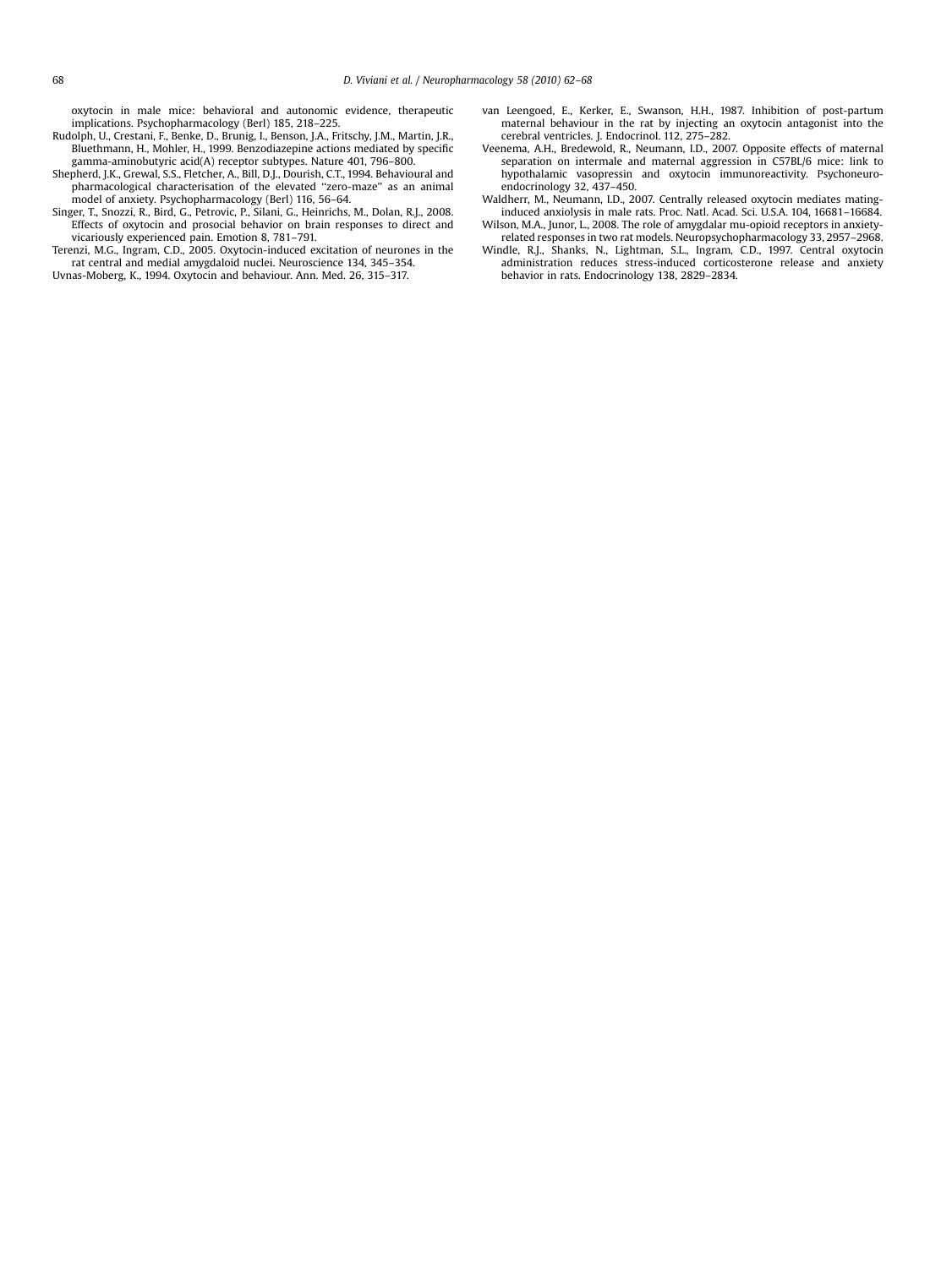oxytocin in male mice: behavioral and autonomic evidence, therapeutic implications. Psychopharmacology (Berl) 185, 218–225.

Rudolph, U., Crestani, F., Benke, D., Brunig, I., Benson, J.A., Fritschy, J.M., Martin, J.R., Bluethmann, H., Mohler, H., 1999. Benzodiazepine actions mediated by specific gamma-aminobutyric acid(A) receptor subtypes. Nature 401, 796–800.

Shepherd, J.K., Grewal, S.S., Fletcher, A., Bill, D.J., Dourish, C.T., 1994. Behavioural and pharmacological characterisation of the elevated "zero-maze" as an animal model of anxiety. Psychopharmacology (Berl) 116, 56–64.

Singer, T., Snozzi, R., Bird, G., Petrovic, P., Silani, G., Heinrichs, M., Dolan, R.J., 2008. Effects of oxytocin and prosocial behavior on brain responses to direct and vicariously experienced pain. Emotion 8, 781–791.

Terenzi, M.G., Ingram, C.D., 2005. Oxytocin-induced excitation of neurones in the rat central and medial amygdaloid nuclei. Neuroscience 134, 345–354.

Uvnas-Moberg, K., 1994. Oxytocin and behaviour. Ann. Med. 26, 315–317.

van Leengoed, E., Kerker, E., Swanson, H.H., 1987. Inhibition of post-partum maternal behaviour in the rat by injecting an oxytocin antagonist into the cerebral ventricles. J. Endocrinol. 112, 275–282.

Veenema, A.H., Bredewold, R., Neumann, I.D., 2007. Opposite effects of maternal separation on intermale and maternal aggression in C57BL/6 mice: link to hypothalamic vasopressin and oxytocin immunoreactivity. Psychoneuroendocrinology 32, 437–450.

Waldherr, M., Neumann, I.D., 2007. Centrally released oxytocin mediates mating-induced anxiolysis in male rats. Proc. Natl. Acad. Sci. U.S.A. 104, 16681–16684.

Wilson, M.A., Junor, L., 2008. The role of amygdalar mu-opioid receptors in anxiety-related responses in two rat models. Neuropsychopharmacology 33, 2957–2968.

Windle, R.J., Shanks, N., Lightman, S.L., Ingram, C.D., 1997. Central oxytocin administration reduces stress-induced corticosterone release and anxiety behavior in rats. Endocrinology 138, 2829–2834.